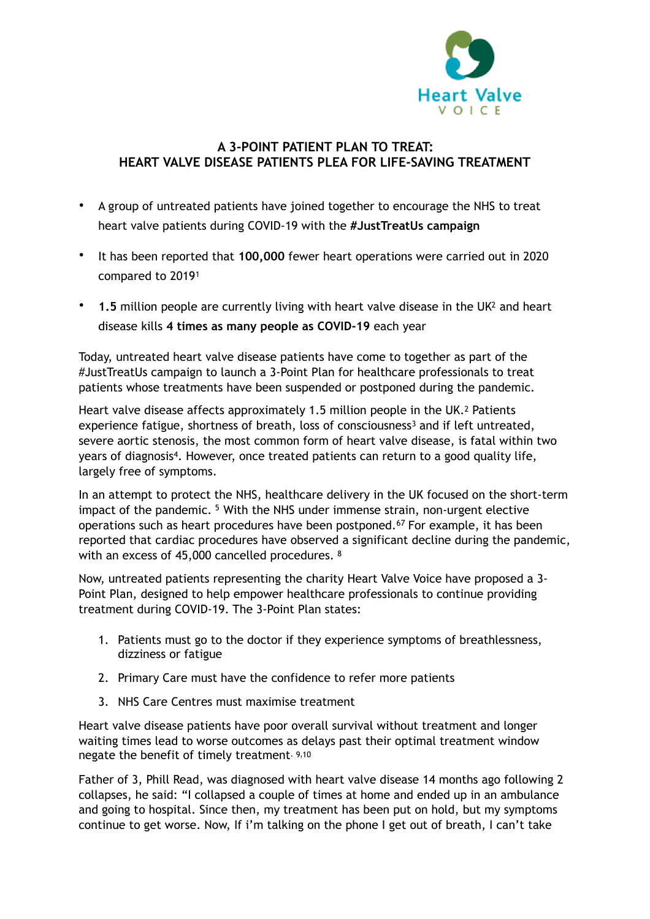Heart Valve VOICE

# A 3-POINT PATIENT PLAN TO TREAT: HEART VALVE DISEASE PATIENTS PLEA FOR LIFE-SAVING TREATMENT

- A group of untreated patients have joined together to encourage the NHS to treat heart valve patients during COVID-19 with the **#JustTreatUs campaign**
- It has been reported that **100,000** fewer heart operations were carried out in 2020 compared to 2019[1]
- **1.5** million people are currently living with heart valve disease in the UK[2] and heart disease kills **4 times as many people as COVID-19** each year

Today, untreated heart valve disease patients have come to together as part of the #JustTreatUs campaign to launch a 3-Point Plan for healthcare professionals to treat patients whose treatments have been suspended or postponed during the pandemic.

Heart valve disease affects approximately 1.5 million people in the UK.[2] Patients experience fatigue, shortness of breath, loss of consciousness[3] and if left untreated, severe aortic stenosis, the most common form of heart valve disease, is fatal within two years of diagnosis[4]. However, once treated patients can return to a good quality life, largely free of symptoms.

In an attempt to protect the NHS, healthcare delivery in the UK focused on the short-term impact of the pandemic. [5] With the NHS under immense strain, non-urgent elective operations such as heart procedures have been postponed.[6,7] For example, it has been reported that cardiac procedures have observed a significant decline during the pandemic, with an excess of 45,000 cancelled procedures. [8]

Now, untreated patients representing the charity Heart Valve Voice have proposed a 3-Point Plan, designed to help empower healthcare professionals to continue providing treatment during COVID-19. The 3-Point Plan states:

1. Patients must go to the doctor if they experience symptoms of breathlessness, dizziness or fatigue
2. Primary Care must have the confidence to refer more patients
3. NHS Care Centres must maximise treatment

Heart valve disease patients have poor overall survival without treatment and longer waiting times lead to worse outcomes as delays past their optimal treatment window negate the benefit of timely treatment. [9,10]

Father of 3, Phill Read, was diagnosed with heart valve disease 14 months ago following 2 collapses, he said: "I collapsed a couple of times at home and ended up in an ambulance and going to hospital. Since then, my treatment has been put on hold, but my symptoms continue to get worse. Now, If i'm talking on the phone I get out of breath, I can't take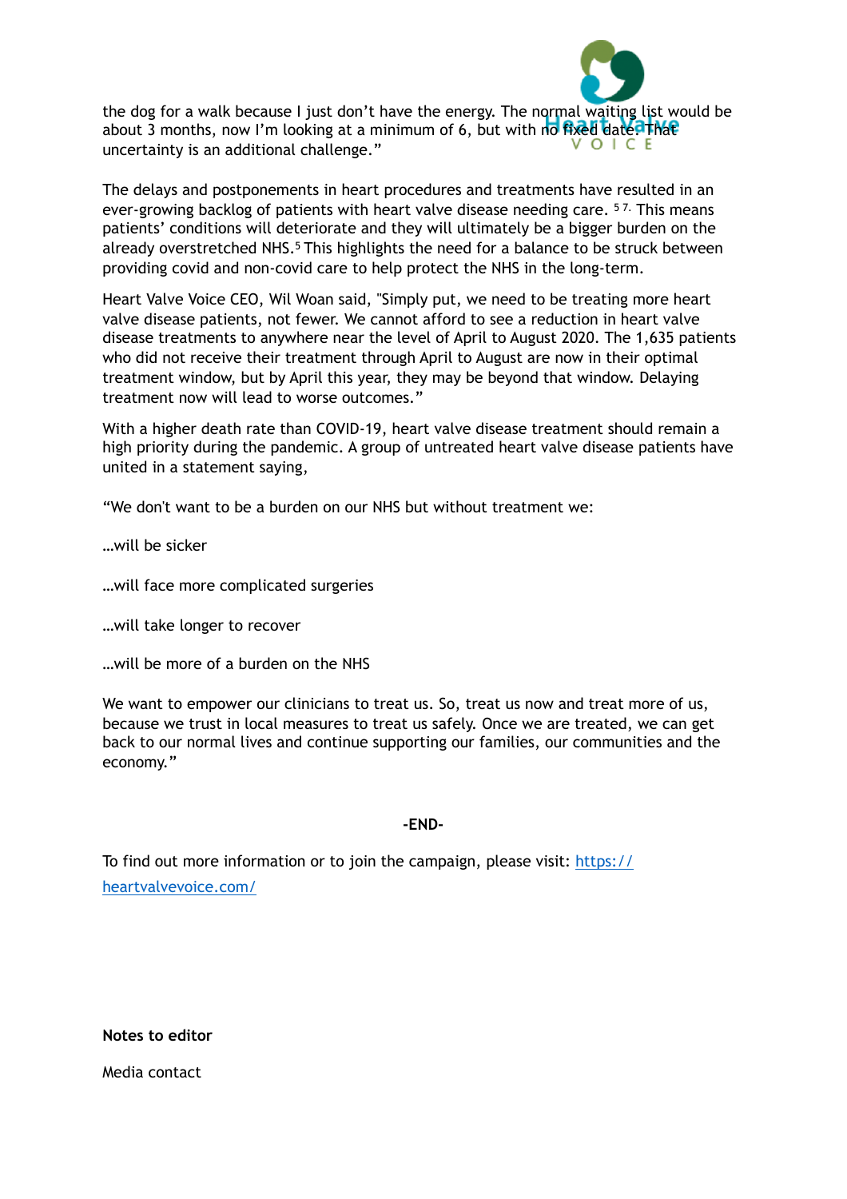the dog for a walk because I just don't have the energy. The normal waiting list would be about 3 months, now I'm looking at a minimum of 6, but with no fixed date. That uncertainty is an additional challenge."

The delays and postponements in heart procedures and treatments have resulted in an ever-growing backlog of patients with heart valve disease needing care. [5 7] This means patients' conditions will deteriorate and they will ultimately be a bigger burden on the already overstretched NHS.[5] This highlights the need for a balance to be struck between providing covid and non-covid care to help protect the NHS in the long-term.

Heart Valve Voice CEO, Wil Woan said, "Simply put, we need to be treating more heart valve disease patients, not fewer. We cannot afford to see a reduction in heart valve disease treatments to anywhere near the level of April to August 2020. The 1,635 patients who did not receive their treatment through April to August are now in their optimal treatment window, but by April this year, they may be beyond that window. Delaying treatment now will lead to worse outcomes."

With a higher death rate than COVID-19, heart valve disease treatment should remain a high priority during the pandemic. A group of untreated heart valve disease patients have united in a statement saying,

"We don't want to be a burden on our NHS but without treatment we:

…will be sicker

…will face more complicated surgeries

…will take longer to recover

…will be more of a burden on the NHS

We want to empower our clinicians to treat us. So, treat us now and treat more of us, because we trust in local measures to treat us safely. Once we are treated, we can get back to our normal lives and continue supporting our families, our communities and the economy."

**-END-**

To find out more information or to join the campaign, please visit: [https://heartvalvevoice.com/](https://heartvalvevoice.com/)

**Notes to editor**

Media contact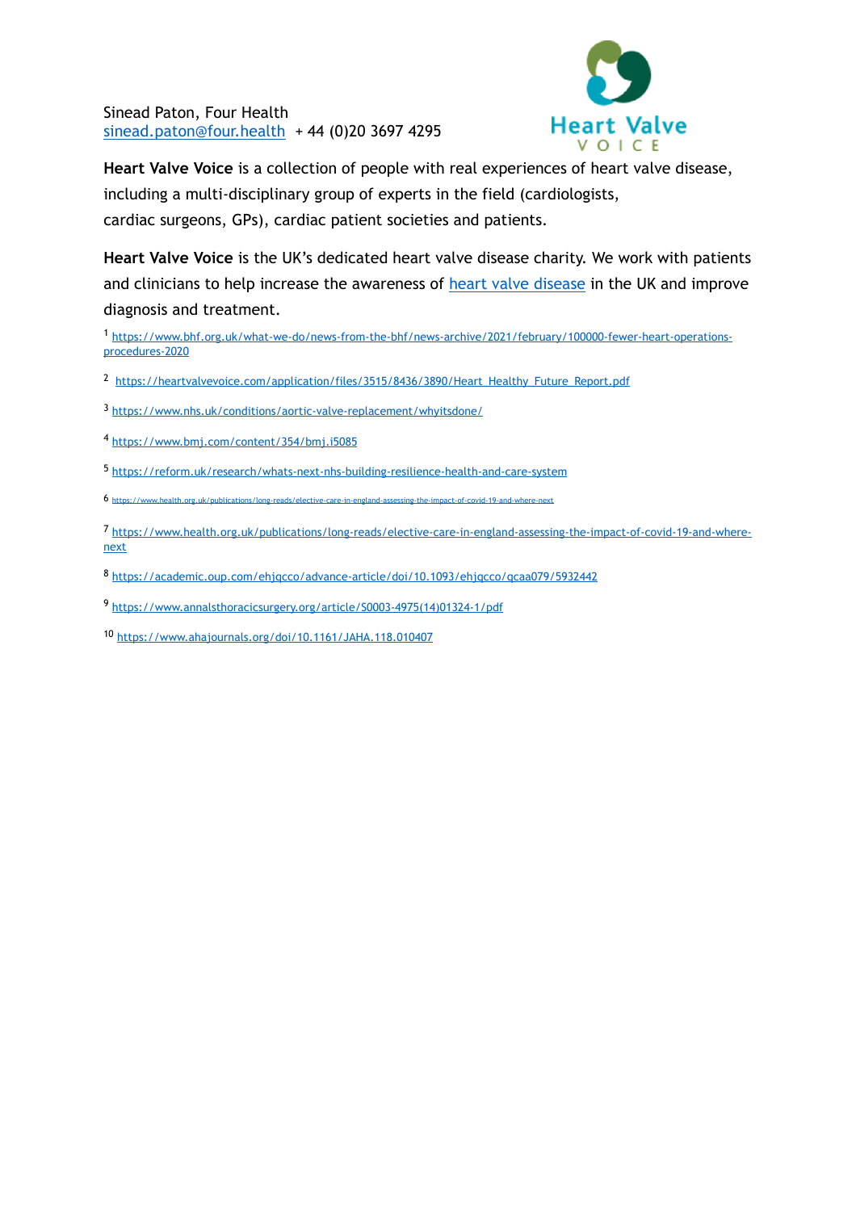Sinead Paton, Four Health
sinead.paton@four.health + 44 (0)20 3697 4295

Heart Valve VOICE

**Heart Valve Voice** is a collection of people with real experiences of heart valve disease, including a multi-disciplinary group of experts in the field (cardiologists, cardiac surgeons, GPs), cardiac patient societies and patients.

**Heart Valve Voice** is the UK's dedicated heart valve disease charity. We work with patients and clinicians to help increase the awareness of heart valve disease in the UK and improve diagnosis and treatment.

[1] https://www.bhf.org.uk/what-we-do/news-from-the-bhf/news-archive/2021/february/100000-fewer-heart-operations-procedures-2020

[2] https://heartvalvevoice.com/application/files/3515/8436/3890/Heart_Healthy_Future_Report.pdf

[3] https://www.nhs.uk/conditions/aortic-valve-replacement/whyitsdone/

[4] https://www.bmj.com/content/354/bmj.i5085

[5] https://reform.uk/research/whats-next-nhs-building-resilience-health-and-care-system

[6] https://www.health.org.uk/publications/long-reads/elective-care-in-england-assessing-the-impact-of-covid-19-and-where-next

[7] https://www.health.org.uk/publications/long-reads/elective-care-in-england-assessing-the-impact-of-covid-19-and-where-next

[8] https://academic.oup.com/ehjqcco/advance-article/doi/10.1093/ehjqcco/qcaa079/5932442

[9] https://www.annalsthoracicsurgery.org/article/S0003-4975(14)01324-1/pdf

[10] https://www.ahajournals.org/doi/10.1161/JAHA.118.010407